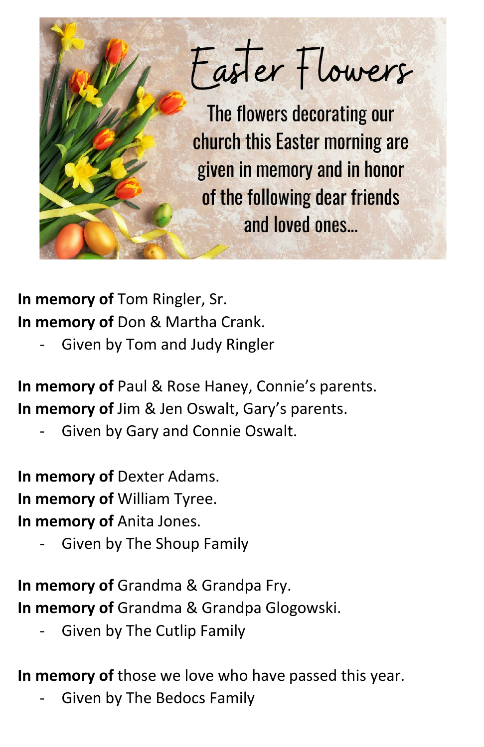# Easter Flowers

The flowers decorating our church this Easter morning are given in memory and in honor of the following dear friends and loved ones...

**In memory of** Tom Ringler, Sr.
**In memory of** Don & Martha Crank.

- Given by Tom and Judy Ringler

**In memory of** Paul & Rose Haney, Connie's parents.
**In memory of** Jim & Jen Oswalt, Gary's parents.

- Given by Gary and Connie Oswalt.

**In memory of** Dexter Adams.
**In memory of** William Tyree.
**In memory of** Anita Jones.

- Given by The Shoup Family

**In memory of** Grandma & Grandpa Fry.
**In memory of** Grandma & Grandpa Glogowski.

- Given by The Cutlip Family

**In memory of** those we love who have passed this year.

- Given by The Bedocs Family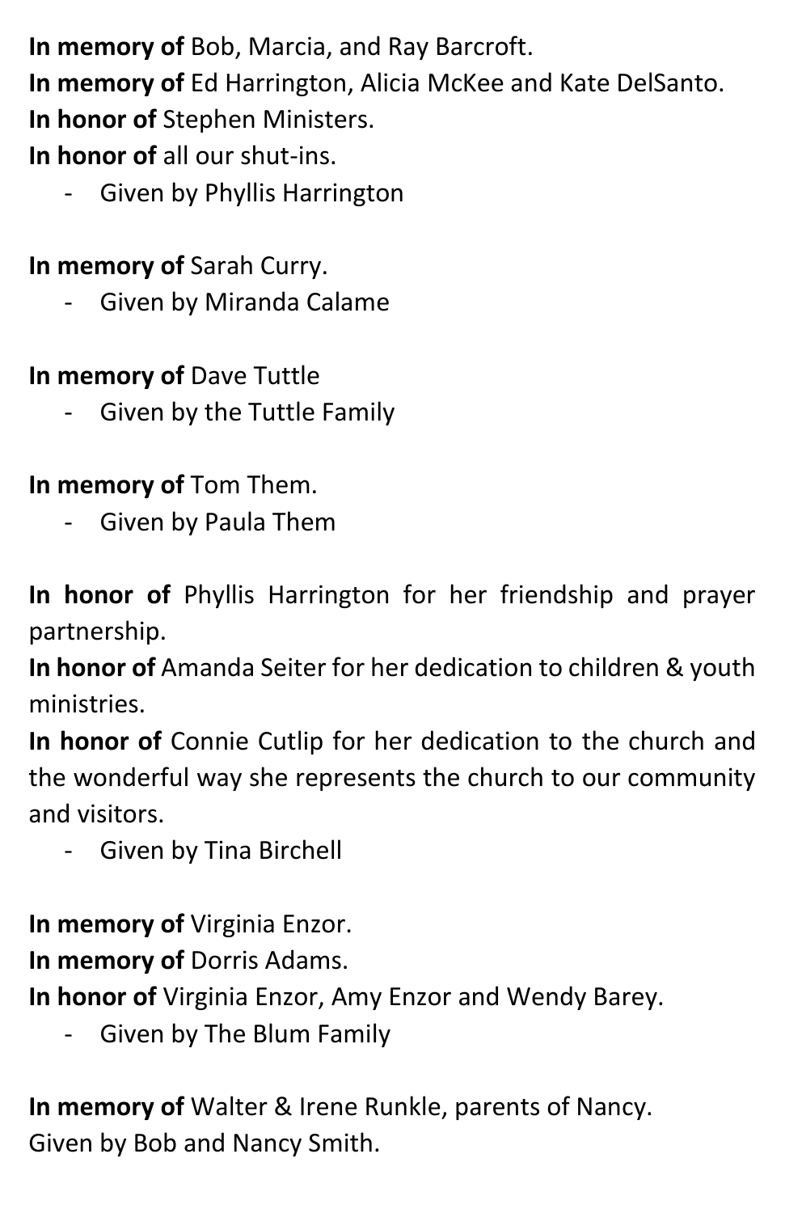**In memory of** Bob, Marcia, and Ray Barcroft.
**In memory of** Ed Harrington, Alicia McKee and Kate DelSanto.
**In honor of** Stephen Ministers.
**In honor of** all our shut-ins.

- Given by Phyllis Harrington

**In memory of** Sarah Curry.

- Given by Miranda Calame

**In memory of** Dave Tuttle

- Given by the Tuttle Family

**In memory of** Tom Them.

- Given by Paula Them

**In honor of** Phyllis Harrington for her friendship and prayer partnership.
**In honor of** Amanda Seiter for her dedication to children & youth ministries.
**In honor of** Connie Cutlip for her dedication to the church and the wonderful way she represents the church to our community and visitors.

- Given by Tina Birchell

**In memory of** Virginia Enzor.
**In memory of** Dorris Adams.
**In honor of** Virginia Enzor, Amy Enzor and Wendy Barey.

- Given by The Blum Family

**In memory of** Walter & Irene Runkle, parents of Nancy.
Given by Bob and Nancy Smith.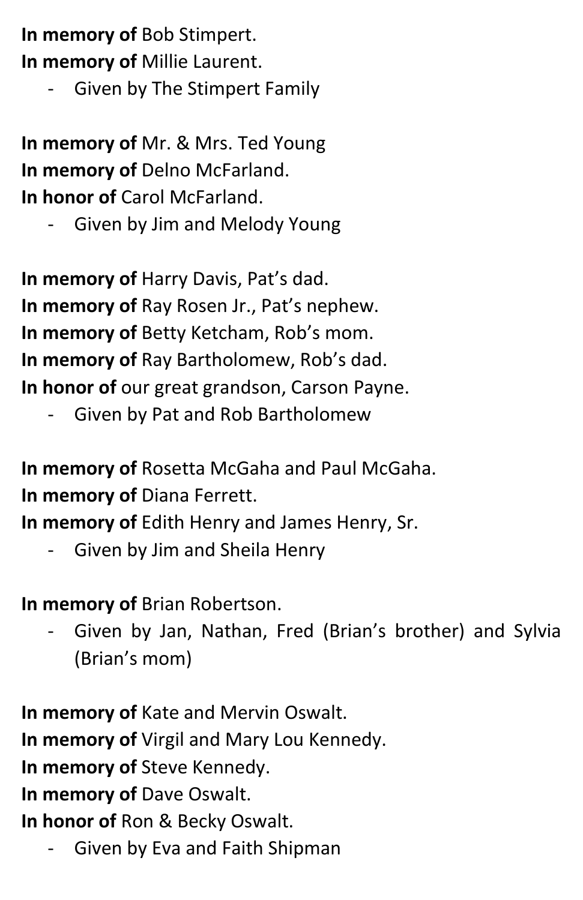**In memory of** Bob Stimpert.
**In memory of** Millie Laurent.

- Given by The Stimpert Family

**In memory of** Mr. & Mrs. Ted Young
**In memory of** Delno McFarland.
**In honor of** Carol McFarland.

- Given by Jim and Melody Young

**In memory of** Harry Davis, Pat's dad.
**In memory of** Ray Rosen Jr., Pat's nephew.
**In memory of** Betty Ketcham, Rob's mom.
**In memory of** Ray Bartholomew, Rob's dad.
**In honor of** our great grandson, Carson Payne.

- Given by Pat and Rob Bartholomew

**In memory of** Rosetta McGaha and Paul McGaha.
**In memory of** Diana Ferrett.
**In memory of** Edith Henry and James Henry, Sr.

- Given by Jim and Sheila Henry

**In memory of** Brian Robertson.

- Given by Jan, Nathan, Fred (Brian's brother) and Sylvia (Brian's mom)

**In memory of** Kate and Mervin Oswalt.
**In memory of** Virgil and Mary Lou Kennedy.
**In memory of** Steve Kennedy.
**In memory of** Dave Oswalt.
**In honor of** Ron & Becky Oswalt.

- Given by Eva and Faith Shipman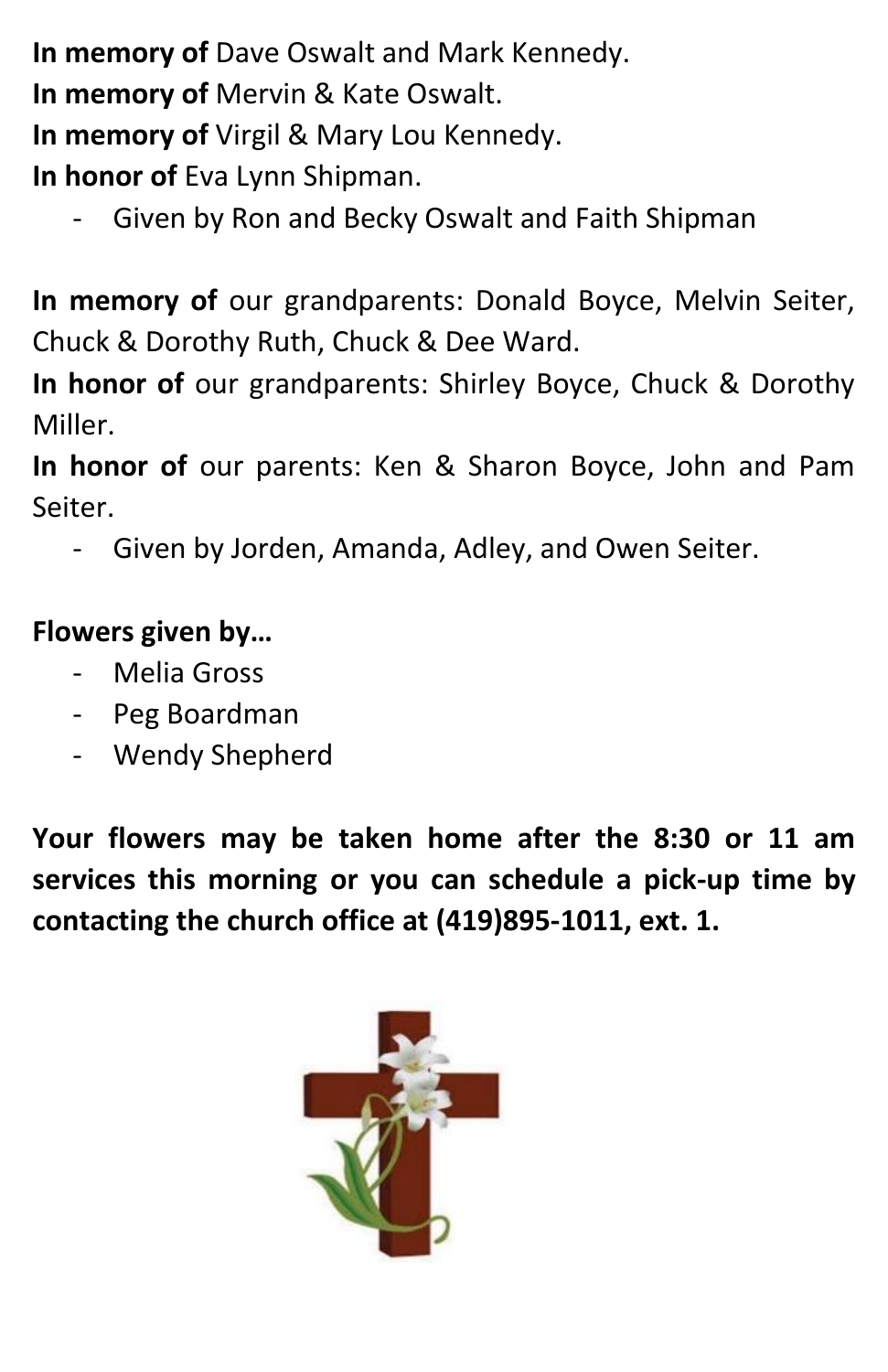**In memory of** Dave Oswalt and Mark Kennedy.
**In memory of** Mervin & Kate Oswalt.
**In memory of** Virgil & Mary Lou Kennedy.
**In honor of** Eva Lynn Shipman.

- Given by Ron and Becky Oswalt and Faith Shipman

**In memory of** our grandparents: Donald Boyce, Melvin Seiter, Chuck & Dorothy Ruth, Chuck & Dee Ward.
**In honor of** our grandparents: Shirley Boyce, Chuck & Dorothy Miller.
**In honor of** our parents: Ken & Sharon Boyce, John and Pam Seiter.

- Given by Jorden, Amanda, Adley, and Owen Seiter.

**Flowers given by…**

- Melia Gross
- Peg Boardman
- Wendy Shepherd

**Your flowers may be taken home after the 8:30 or 11 am services this morning or you can schedule a pick-up time by contacting the church office at (419)895-1011, ext. 1.**